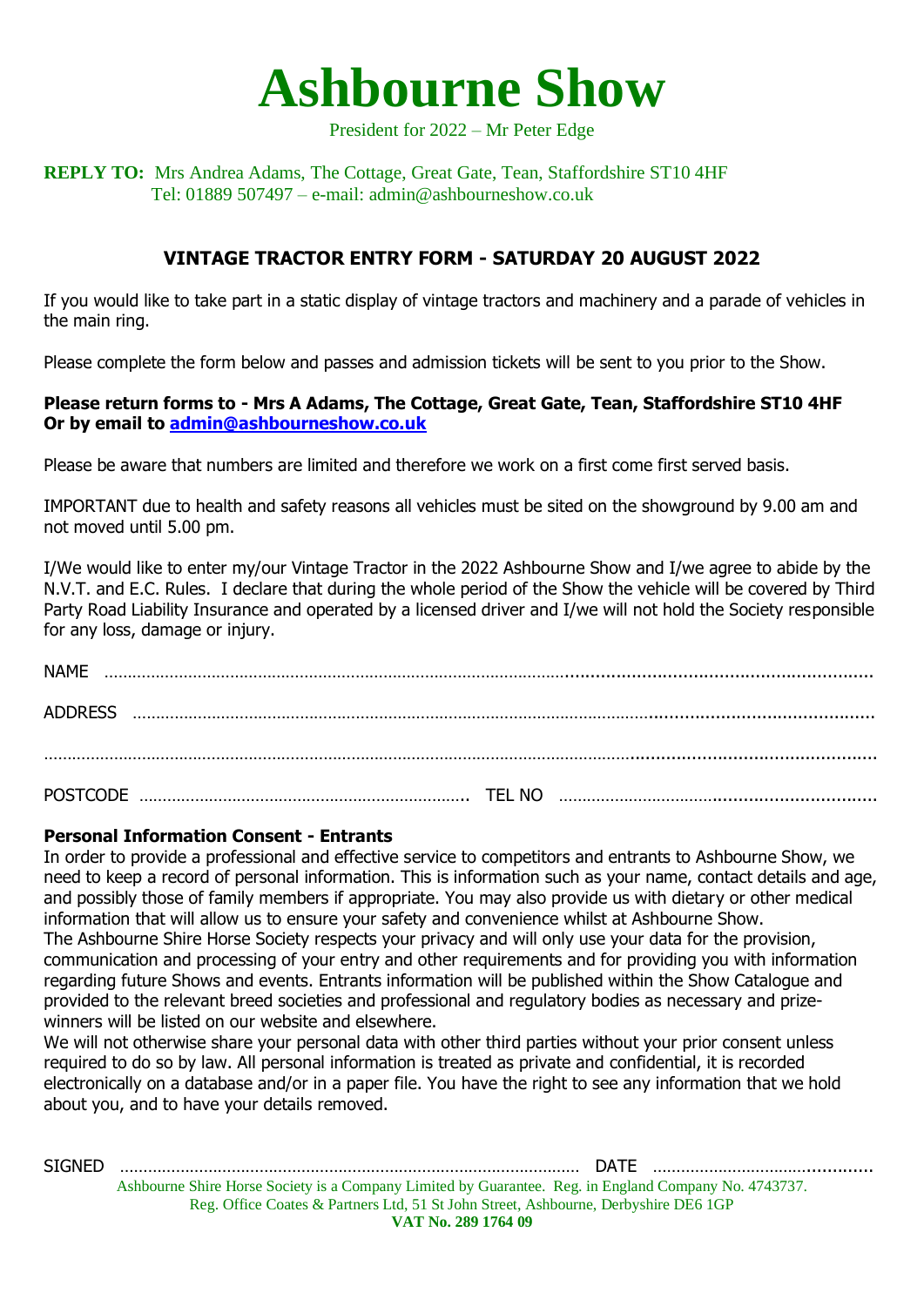# Ashbourne Show

President for 2022 – Mr Peter Edge

**REPLY TO:** Mrs Andrea Adams, The Cottage, Great Gate, Tean, Staffordshire ST10 4HF
Tel: 01889 507497 – e-mail: admin@ashbourneshow.co.uk

## VINTAGE TRACTOR ENTRY FORM - SATURDAY 20 AUGUST 2022

If you would like to take part in a static display of vintage tractors and machinery and a parade of vehicles in the main ring.

Please complete the form below and passes and admission tickets will be sent to you prior to the Show.

**Please return forms to - Mrs A Adams, The Cottage, Great Gate, Tean, Staffordshire ST10 4HF**
**Or by email to admin@ashbourneshow.co.uk**

Please be aware that numbers are limited and therefore we work on a first come first served basis.

IMPORTANT due to health and safety reasons all vehicles must be sited on the showground by 9.00 am and not moved until 5.00 pm.

I/We would like to enter my/our Vintage Tractor in the 2022 Ashbourne Show and I/we agree to abide by the N.V.T. and E.C. Rules. I declare that during the whole period of the Show the vehicle will be covered by Third Party Road Liability Insurance and operated by a licensed driver and I/we will not hold the Society responsible for any loss, damage or injury.

NAME ……………………………………………………………………………………………………………………

ADDRESS ………………………………………………………………………………………………………………

………………………………………………………………………………………………………………………………

POSTCODE …………………………………………………………… TEL NO …………………………………………

**Personal Information Consent - Entrants**

In order to provide a professional and effective service to competitors and entrants to Ashbourne Show, we need to keep a record of personal information. This is information such as your name, contact details and age, and possibly those of family members if appropriate. You may also provide us with dietary or other medical information that will allow us to ensure your safety and convenience whilst at Ashbourne Show.
The Ashbourne Shire Horse Society respects your privacy and will only use your data for the provision, communication and processing of your entry and other requirements and for providing you with information regarding future Shows and events. Entrants information will be published within the Show Catalogue and provided to the relevant breed societies and professional and regulatory bodies as necessary and prize-winners will be listed on our website and elsewhere.
We will not otherwise share your personal data with other third parties without your prior consent unless required to do so by law. All personal information is treated as private and confidential, it is recorded electronically on a database and/or in a paper file. You have the right to see any information that we hold about you, and to have your details removed.

SIGNED ……………………………………………………………………………… DATE ……………………………………

Ashbourne Shire Horse Society is a Company Limited by Guarantee. Reg. in England Company No. 4743737.
Reg. Office Coates & Partners Ltd, 51 St John Street, Ashbourne, Derbyshire DE6 1GP
**VAT No. 289 1764 09**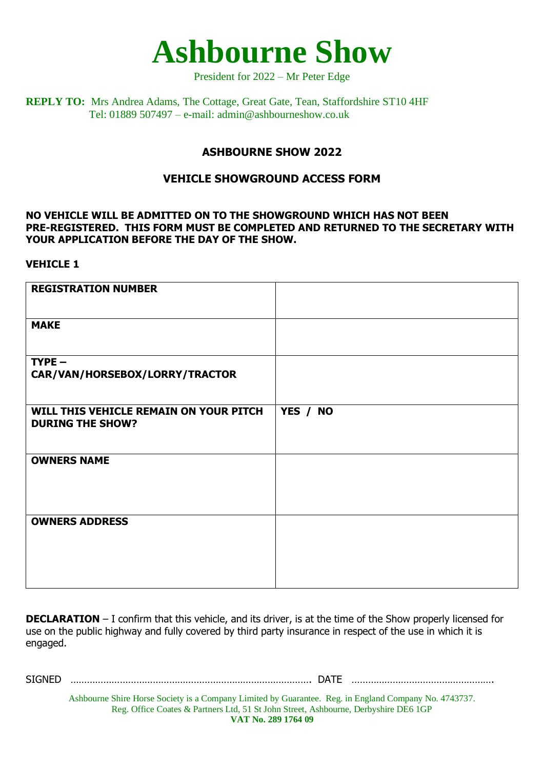# Ashbourne Show

President for 2022 – Mr Peter Edge

**REPLY TO:** Mrs Andrea Adams, The Cottage, Great Gate, Tean, Staffordshire ST10 4HF
Tel: 01889 507497 – e-mail: admin@ashbourneshow.co.uk

## ASHBOURNE SHOW 2022

## VEHICLE SHOWGROUND ACCESS FORM

**NO VEHICLE WILL BE ADMITTED ON TO THE SHOWGROUND WHICH HAS NOT BEEN PRE-REGISTERED. THIS FORM MUST BE COMPLETED AND RETURNED TO THE SECRETARY WITH YOUR APPLICATION BEFORE THE DAY OF THE SHOW.**

**VEHICLE 1**

| | |
|---|---|
| **REGISTRATION NUMBER** | |
| **MAKE** | |
| **TYPE – CAR/VAN/HORSEBOX/LORRY/TRACTOR** | |
| **WILL THIS VEHICLE REMAIN ON YOUR PITCH DURING THE SHOW?** | **YES / NO** |
| **OWNERS NAME** | |
| **OWNERS ADDRESS** | |

**DECLARATION** – I confirm that this vehicle, and its driver, is at the time of the Show properly licensed for use on the public highway and fully covered by third party insurance in respect of the use in which it is engaged.

SIGNED ……………………………………………………………………………. DATE …………………………………………….

Ashbourne Shire Horse Society is a Company Limited by Guarantee. Reg. in England Company No. 4743737.
Reg. Office Coates & Partners Ltd, 51 St John Street, Ashbourne, Derbyshire DE6 1GP
**VAT No. 289 1764 09**